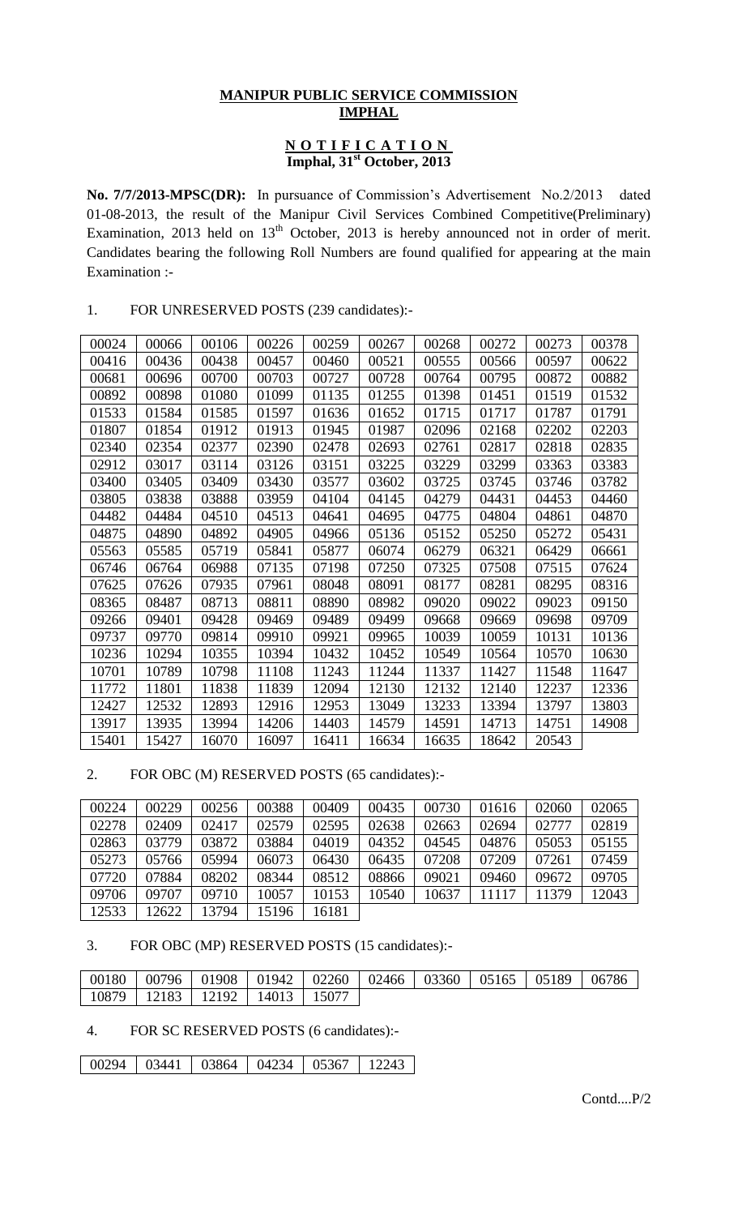**MANIPUR PUBLIC SERVICE COMMISSION**
**IMPHAL**

**N O T I F I C A T I O N**
**Imphal, 31st October, 2013**

**No. 7/7/2013-MPSC(DR):** In pursuance of Commission's Advertisement No.2/2013 dated 01-08-2013, the result of the Manipur Civil Services Combined Competitive(Preliminary) Examination, 2013 held on 13th October, 2013 is hereby announced not in order of merit. Candidates bearing the following Roll Numbers are found qualified for appearing at the main Examination :-

1. FOR UNRESERVED POSTS (239 candidates):-

| | | | | | | | | | |
|---|---|---|---|---|---|---|---|---|---|
| 00024 | 00066 | 00106 | 00226 | 00259 | 00267 | 00268 | 00272 | 00273 | 00378 |
| 00416 | 00436 | 00438 | 00457 | 00460 | 00521 | 00555 | 00566 | 00597 | 00622 |
| 00681 | 00696 | 00700 | 00703 | 00727 | 00728 | 00764 | 00795 | 00872 | 00882 |
| 00892 | 00898 | 01080 | 01099 | 01135 | 01255 | 01398 | 01451 | 01519 | 01532 |
| 01533 | 01584 | 01585 | 01597 | 01636 | 01652 | 01715 | 01717 | 01787 | 01791 |
| 01807 | 01854 | 01912 | 01913 | 01945 | 01987 | 02096 | 02168 | 02202 | 02203 |
| 02340 | 02354 | 02377 | 02390 | 02478 | 02693 | 02761 | 02817 | 02818 | 02835 |
| 02912 | 03017 | 03114 | 03126 | 03151 | 03225 | 03229 | 03299 | 03363 | 03383 |
| 03400 | 03405 | 03409 | 03430 | 03577 | 03602 | 03725 | 03745 | 03746 | 03782 |
| 03805 | 03838 | 03888 | 03959 | 04104 | 04145 | 04279 | 04431 | 04453 | 04460 |
| 04482 | 04484 | 04510 | 04513 | 04641 | 04695 | 04775 | 04804 | 04861 | 04870 |
| 04875 | 04890 | 04892 | 04905 | 04966 | 05136 | 05152 | 05250 | 05272 | 05431 |
| 05563 | 05585 | 05719 | 05841 | 05877 | 06074 | 06279 | 06321 | 06429 | 06661 |
| 06746 | 06764 | 06988 | 07135 | 07198 | 07250 | 07325 | 07508 | 07515 | 07624 |
| 07625 | 07626 | 07935 | 07961 | 08048 | 08091 | 08177 | 08281 | 08295 | 08316 |
| 08365 | 08487 | 08713 | 08811 | 08890 | 08982 | 09020 | 09022 | 09023 | 09150 |
| 09266 | 09401 | 09428 | 09469 | 09489 | 09499 | 09668 | 09669 | 09698 | 09709 |
| 09737 | 09770 | 09814 | 09910 | 09921 | 09965 | 10039 | 10059 | 10131 | 10136 |
| 10236 | 10294 | 10355 | 10394 | 10432 | 10452 | 10549 | 10564 | 10570 | 10630 |
| 10701 | 10789 | 10798 | 11108 | 11243 | 11244 | 11337 | 11427 | 11548 | 11647 |
| 11772 | 11801 | 11838 | 11839 | 12094 | 12130 | 12132 | 12140 | 12237 | 12336 |
| 12427 | 12532 | 12893 | 12916 | 12953 | 13049 | 13233 | 13394 | 13797 | 13803 |
| 13917 | 13935 | 13994 | 14206 | 14403 | 14579 | 14591 | 14713 | 14751 | 14908 |
| 15401 | 15427 | 16070 | 16097 | 16411 | 16634 | 16635 | 18642 | 20543 | |

2. FOR OBC (M) RESERVED POSTS (65 candidates):-

| | | | | | | | | | |
|---|---|---|---|---|---|---|---|---|---|
| 00224 | 00229 | 00256 | 00388 | 00409 | 00435 | 00730 | 01616 | 02060 | 02065 |
| 02278 | 02409 | 02417 | 02579 | 02595 | 02638 | 02663 | 02694 | 02777 | 02819 |
| 02863 | 03779 | 03872 | 03884 | 04019 | 04352 | 04545 | 04876 | 05053 | 05155 |
| 05273 | 05766 | 05994 | 06073 | 06430 | 06435 | 07208 | 07209 | 07261 | 07459 |
| 07720 | 07884 | 08202 | 08344 | 08512 | 08866 | 09021 | 09460 | 09672 | 09705 |
| 09706 | 09707 | 09710 | 10057 | 10153 | 10540 | 10637 | 11117 | 11379 | 12043 |
| 12533 | 12622 | 13794 | 15196 | 16181 | | | | | |

3. FOR OBC (MP) RESERVED POSTS (15 candidates):-

| | | | | | | | | | |
|---|---|---|---|---|---|---|---|---|---|
| 00180 | 00796 | 01908 | 01942 | 02260 | 02466 | 03360 | 05165 | 05189 | 06786 |
| 10879 | 12183 | 12192 | 14013 | 15077 | | | | | |

4. FOR SC RESERVED POSTS (6 candidates):-

| | | | | | |
|---|---|---|---|---|---|
| 00294 | 03441 | 03864 | 04234 | 05367 | 12243 |

Contd....P/2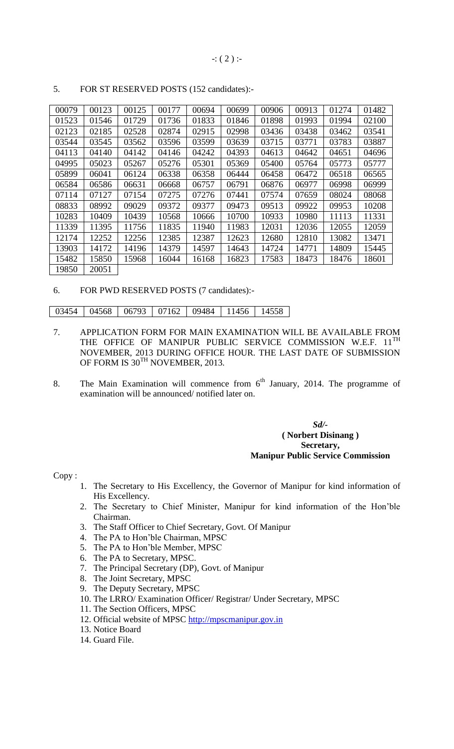5. FOR ST RESERVED POSTS (152 candidates):-

| | | | | | | | | | |
|---|---|---|---|---|---|---|---|---|---|
| 00079 | 00123 | 00125 | 00177 | 00694 | 00699 | 00906 | 00913 | 01274 | 01482 |
| 01523 | 01546 | 01729 | 01736 | 01833 | 01846 | 01898 | 01993 | 01994 | 02100 |
| 02123 | 02185 | 02528 | 02874 | 02915 | 02998 | 03436 | 03438 | 03462 | 03541 |
| 03544 | 03545 | 03562 | 03596 | 03599 | 03639 | 03715 | 03771 | 03783 | 03887 |
| 04113 | 04140 | 04142 | 04146 | 04242 | 04393 | 04613 | 04642 | 04651 | 04696 |
| 04995 | 05023 | 05267 | 05276 | 05301 | 05369 | 05400 | 05764 | 05773 | 05777 |
| 05899 | 06041 | 06124 | 06338 | 06358 | 06444 | 06458 | 06472 | 06518 | 06565 |
| 06584 | 06586 | 06631 | 06668 | 06757 | 06791 | 06876 | 06977 | 06998 | 06999 |
| 07114 | 07127 | 07154 | 07275 | 07276 | 07441 | 07574 | 07659 | 08024 | 08068 |
| 08833 | 08992 | 09029 | 09372 | 09377 | 09473 | 09513 | 09922 | 09953 | 10208 |
| 10283 | 10409 | 10439 | 10568 | 10666 | 10700 | 10933 | 10980 | 11113 | 11331 |
| 11339 | 11395 | 11756 | 11835 | 11940 | 11983 | 12031 | 12036 | 12055 | 12059 |
| 12174 | 12252 | 12256 | 12385 | 12387 | 12623 | 12680 | 12810 | 13082 | 13471 |
| 13903 | 14172 | 14196 | 14379 | 14597 | 14643 | 14724 | 14771 | 14809 | 15445 |
| 15482 | 15850 | 15968 | 16044 | 16168 | 16823 | 17583 | 18473 | 18476 | 18601 |
| 19850 | 20051 | | | | | | | | |

6. FOR PWD RESERVED POSTS (7 candidates):-

| | | | | | | |
|---|---|---|---|---|---|---|
| 03454 | 04568 | 06793 | 07162 | 09484 | 11456 | 14558 |

7. APPLICATION FORM FOR MAIN EXAMINATION WILL BE AVAILABLE FROM THE OFFICE OF MANIPUR PUBLIC SERVICE COMMISSION W.E.F. 11TH NOVEMBER, 2013 DURING OFFICE HOUR. THE LAST DATE OF SUBMISSION OF FORM IS 30TH NOVEMBER, 2013.

8. The Main Examination will commence from 6th January, 2014. The programme of examination will be announced/ notified later on.

*Sd/-*
**( Norbert Disinang )**
**Secretary,**
**Manipur Public Service Commission**

Copy :

1. The Secretary to His Excellency, the Governor of Manipur for kind information of His Excellency.
2. The Secretary to Chief Minister, Manipur for kind information of the Hon'ble Chairman.
3. The Staff Officer to Chief Secretary, Govt. Of Manipur
4. The PA to Hon'ble Chairman, MPSC
5. The PA to Hon'ble Member, MPSC
6. The PA to Secretary, MPSC.
7. The Principal Secretary (DP), Govt. of Manipur
8. The Joint Secretary, MPSC
9. The Deputy Secretary, MPSC
10. The LRRO/ Examination Officer/ Registrar/ Under Secretary, MPSC
11. The Section Officers, MPSC
12. Official website of MPSC http://mpscmanipur.gov.in
13. Notice Board
14. Guard File.